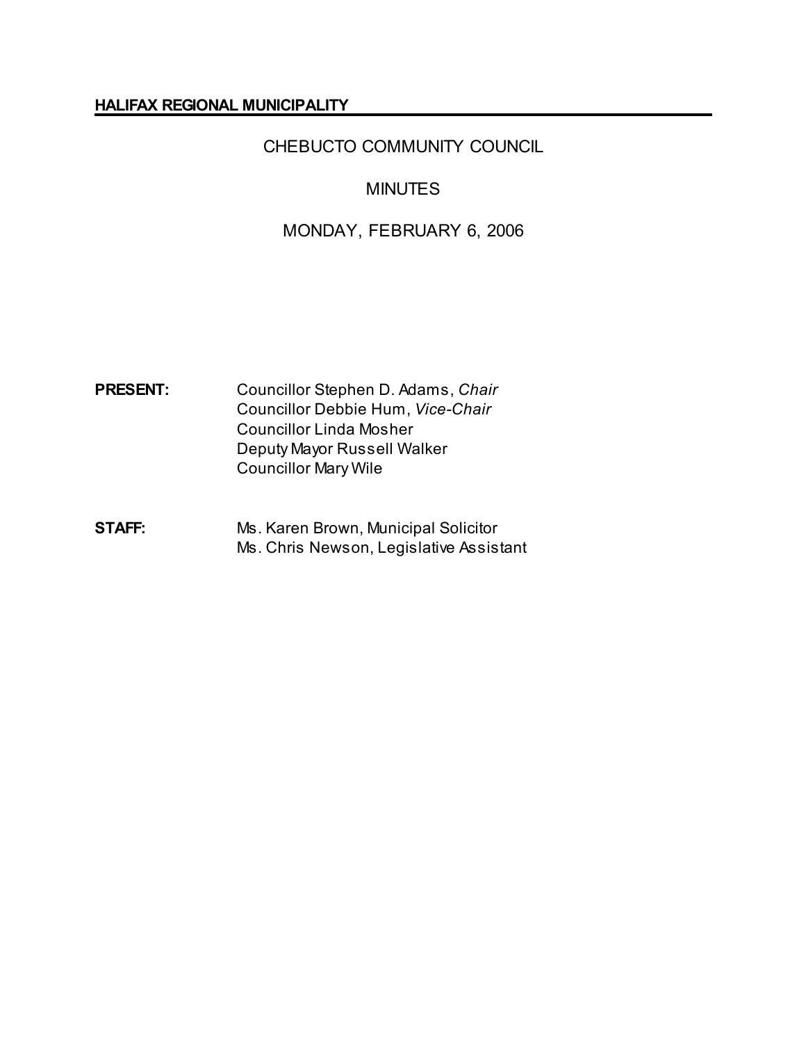**HALIFAX REGIONAL MUNICIPALITY**

# CHEBUCTO COMMUNITY COUNCIL

## MINUTES

## MONDAY, FEBRUARY 6, 2006

**PRESENT:** Councillor Stephen D. Adams, *Chair*
Councillor Debbie Hum, *Vice-Chair*
Councillor Linda Mosher
Deputy Mayor Russell Walker
Councillor Mary Wile

**STAFF:** Ms. Karen Brown, Municipal Solicitor
Ms. Chris Newson, Legislative Assistant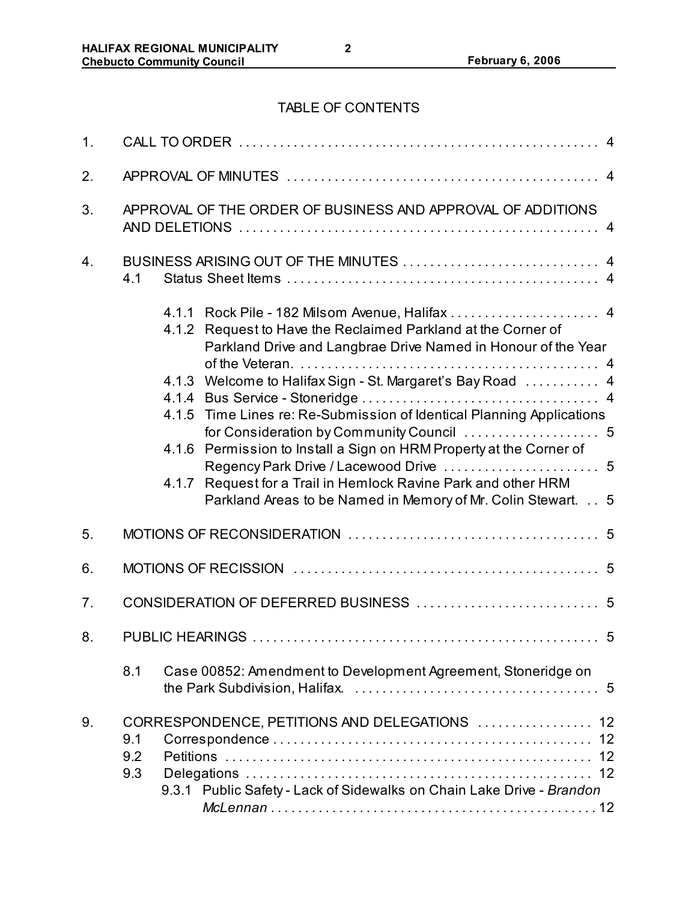## TABLE OF CONTENTS

1. CALL TO ORDER . . . . . . . . . . . . . . . . . . . . . . . . . . . . . . . . . . . . . . . . . . . . . . . . . . . . . 4

2. APPROVAL OF MINUTES . . . . . . . . . . . . . . . . . . . . . . . . . . . . . . . . . . . . . . . . . . . . . . 4

3. APPROVAL OF THE ORDER OF BUSINESS AND APPROVAL OF ADDITIONS AND DELETIONS . . . . . . . . . . . . . . . . . . . . . . . . . . . . . . . . . . . . . . . . . . . . . . . . . . . . 4

4. BUSINESS ARISING OUT OF THE MINUTES . . . . . . . . . . . . . . . . . . . . . . . . . . . . . 4
   - 4.1 Status Sheet Items . . . . . . . . . . . . . . . . . . . . . . . . . . . . . . . . . . . . . . . . . . . . . . 4
     - 4.1.1 Rock Pile - 182 Milsom Avenue, Halifax . . . . . . . . . . . . . . . . . . . . . . 4
     - 4.1.2 Request to Have the Reclaimed Parkland at the Corner of Parkland Drive and Langbrae Drive Named in Honour of the Year of the Veteran. . . . . . . . . . . . . . . . . . . . . . . . . . . . . . . . . . . . . . . . . . . . 4
     - 4.1.3 Welcome to Halifax Sign - St. Margaret's Bay Road . . . . . . . . . . . 4
     - 4.1.4 Bus Service - Stoneridge . . . . . . . . . . . . . . . . . . . . . . . . . . . . . . . . . . 4
     - 4.1.5 Time Lines re: Re-Submission of Identical Planning Applications for Consideration by Community Council . . . . . . . . . . . . . . . . . . . . 5
     - 4.1.6 Permission to Install a Sign on HRM Property at the Corner of Regency Park Drive / Lacewood Drive . . . . . . . . . . . . . . . . . . . . . . . 5
     - 4.1.7 Request for a Trail in Hemlock Ravine Park and other HRM Parkland Areas to be Named in Memory of Mr. Colin Stewart. . . 5

5. MOTIONS OF RECONSIDERATION . . . . . . . . . . . . . . . . . . . . . . . . . . . . . . . . . . . . . 5

6. MOTIONS OF RECISSION . . . . . . . . . . . . . . . . . . . . . . . . . . . . . . . . . . . . . . . . . . . . . 5

7. CONSIDERATION OF DEFERRED BUSINESS . . . . . . . . . . . . . . . . . . . . . . . . . . . 5

8. PUBLIC HEARINGS . . . . . . . . . . . . . . . . . . . . . . . . . . . . . . . . . . . . . . . . . . . . . . . . . . . 5
   - 8.1 Case 00852: Amendment to Development Agreement, Stoneridge on the Park Subdivision, Halifax. . . . . . . . . . . . . . . . . . . . . . . . . . . . . . . . . . . . . 5

9. CORRESPONDENCE, PETITIONS AND DELEGATIONS . . . . . . . . . . . . . . . . . 12
   - 9.1 Correspondence . . . . . . . . . . . . . . . . . . . . . . . . . . . . . . . . . . . . . . . . . . . . . . . 12
   - 9.2 Petitions . . . . . . . . . . . . . . . . . . . . . . . . . . . . . . . . . . . . . . . . . . . . . . . . . . . . . 12
   - 9.3 Delegations . . . . . . . . . . . . . . . . . . . . . . . . . . . . . . . . . . . . . . . . . . . . . . . . . . . 12
     - 9.3.1 Public Safety - Lack of Sidewalks on Chain Lake Drive - *Brandon McLennan* . . . . . . . . . . . . . . . . . . . . . . . . . . . . . . . . . . . . . . . . . . . . . . . . 12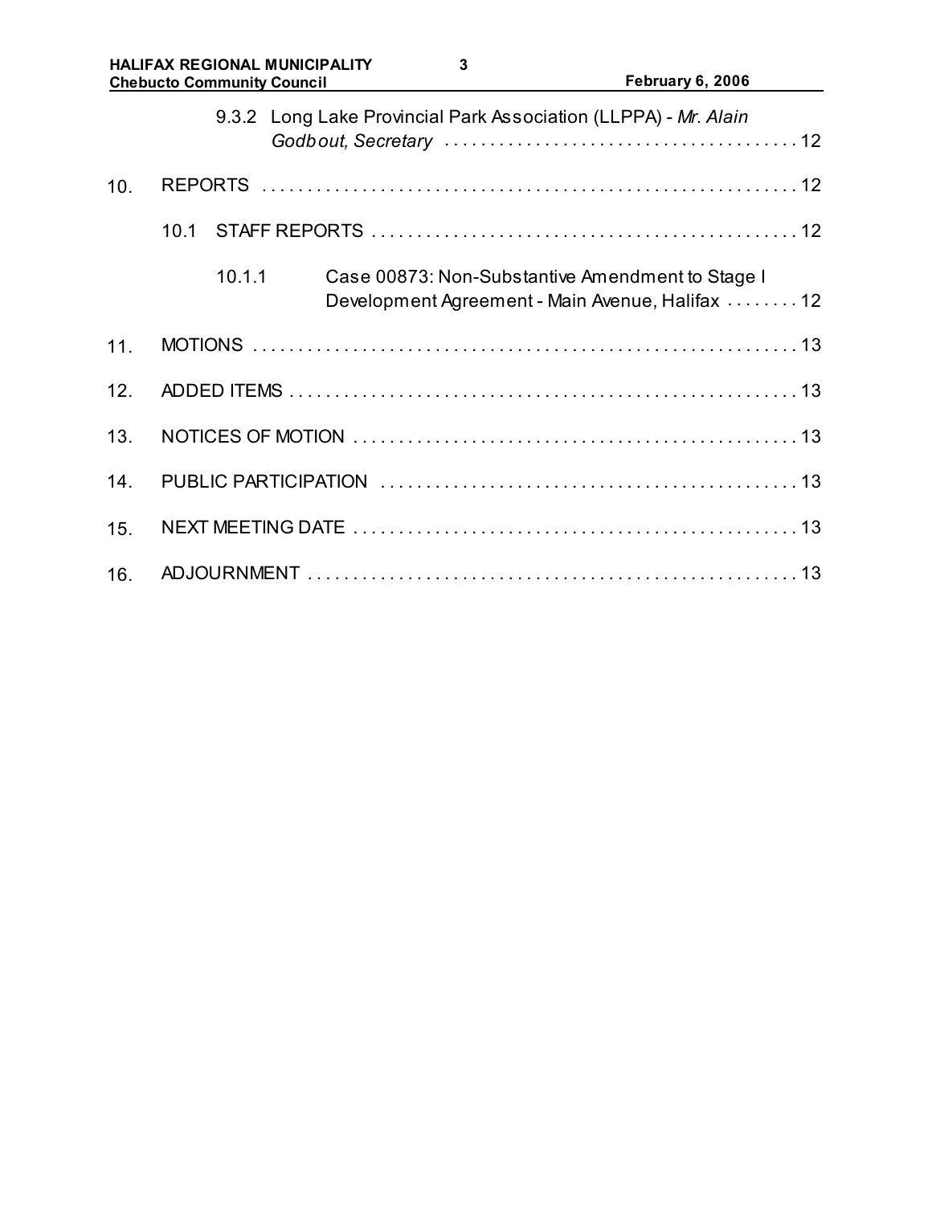9.3.2 Long Lake Provincial Park Association (LLPPA) - *Mr. Alain Godbout, Secretary* . . . . . . . . . . . . . . . . . . . . . . . . . . . . . . . . . . . . . . 12

10. REPORTS . . . . . . . . . . . . . . . . . . . . . . . . . . . . . . . . . . . . . . . . . . . . . . . . . . . . . . . . . . . . 12

10.1 STAFF REPORTS . . . . . . . . . . . . . . . . . . . . . . . . . . . . . . . . . . . . . . . . . . . . . . . . 12

10.1.1 Case 00873: Non-Substantive Amendment to Stage I Development Agreement - Main Avenue, Halifax . . . . . . . . 12

11. MOTIONS . . . . . . . . . . . . . . . . . . . . . . . . . . . . . . . . . . . . . . . . . . . . . . . . . . . . . . . . . . . . 13

12. ADDED ITEMS . . . . . . . . . . . . . . . . . . . . . . . . . . . . . . . . . . . . . . . . . . . . . . . . . . . . . . . 13

13. NOTICES OF MOTION . . . . . . . . . . . . . . . . . . . . . . . . . . . . . . . . . . . . . . . . . . . . . . . . . 13

14. PUBLIC PARTICIPATION . . . . . . . . . . . . . . . . . . . . . . . . . . . . . . . . . . . . . . . . . . . . . . 13

15. NEXT MEETING DATE . . . . . . . . . . . . . . . . . . . . . . . . . . . . . . . . . . . . . . . . . . . . . . . . 13

16. ADJOURNMENT . . . . . . . . . . . . . . . . . . . . . . . . . . . . . . . . . . . . . . . . . . . . . . . . . . . . . 13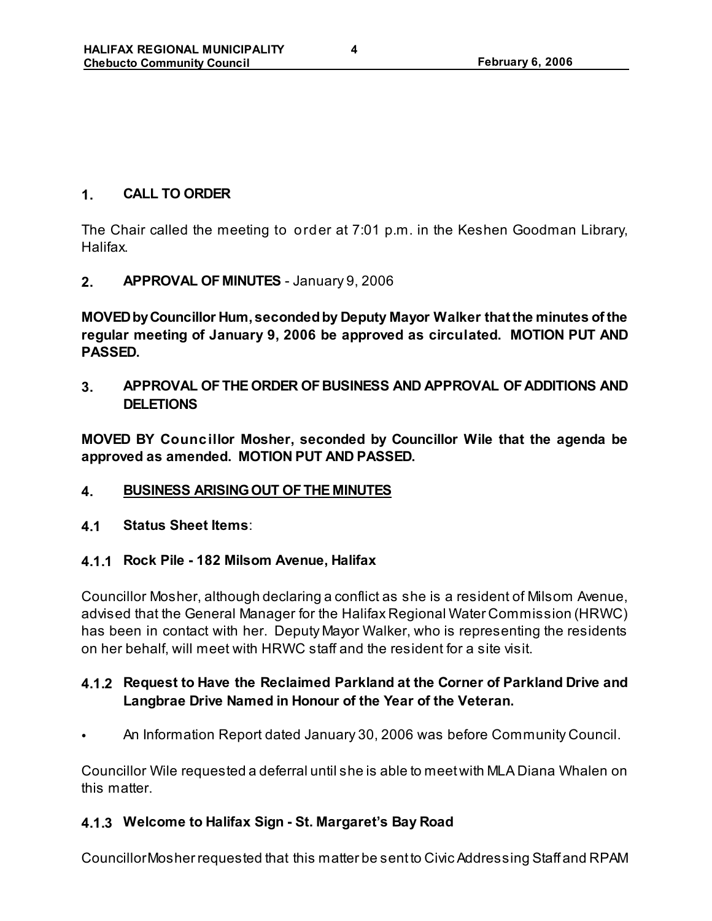## 1. CALL TO ORDER

The Chair called the meeting to order at 7:01 p.m. in the Keshen Goodman Library, Halifax.

## 2. APPROVAL OF MINUTES - January 9, 2006

**MOVED by Councillor Hum, seconded by Deputy Mayor Walker that the minutes of the regular meeting of January 9, 2006 be approved as circulated. MOTION PUT AND PASSED.**

## 3. APPROVAL OF THE ORDER OF BUSINESS AND APPROVAL OF ADDITIONS AND DELETIONS

**MOVED BY Councillor Mosher, seconded by Councillor Wile that the agenda be approved as amended. MOTION PUT AND PASSED.**

## 4. BUSINESS ARISING OUT OF THE MINUTES

### 4.1 Status Sheet Items:

### 4.1.1 Rock Pile - 182 Milsom Avenue, Halifax

Councillor Mosher, although declaring a conflict as she is a resident of Milsom Avenue, advised that the General Manager for the Halifax Regional Water Commission (HRWC) has been in contact with her. Deputy Mayor Walker, who is representing the residents on her behalf, will meet with HRWC staff and the resident for a site visit.

### 4.1.2 Request to Have the Reclaimed Parkland at the Corner of Parkland Drive and Langbrae Drive Named in Honour of the Year of the Veteran.

- An Information Report dated January 30, 2006 was before Community Council.

Councillor Wile requested a deferral until she is able to meet with MLA Diana Whalen on this matter.

### 4.1.3 Welcome to Halifax Sign - St. Margaret's Bay Road

Councillor Mosher requested that this matter be sent to Civic Addressing Staff and RPAM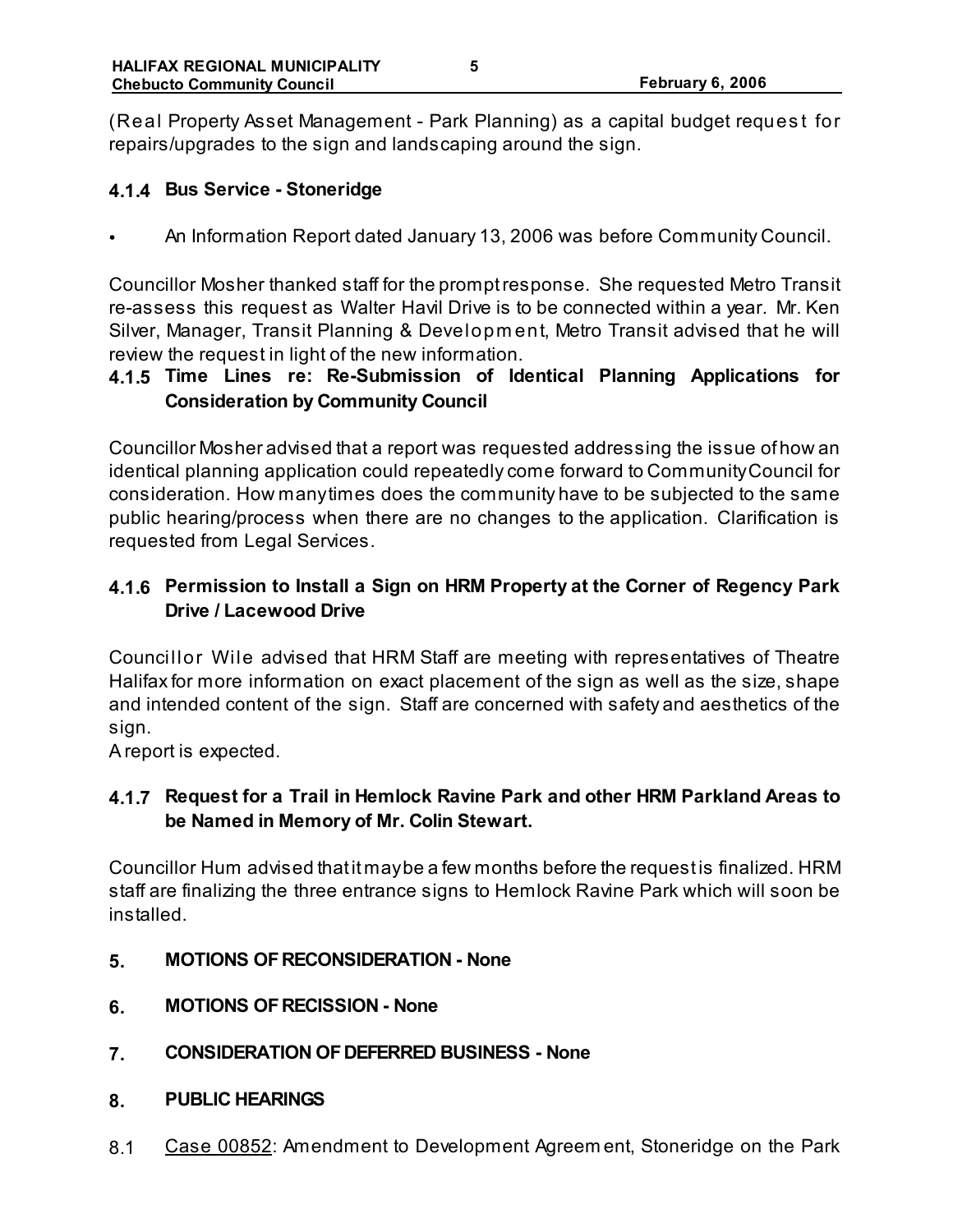(Real Property Asset Management - Park Planning) as a capital budget request for repairs/upgrades to the sign and landscaping around the sign.

### 4.1.4 Bus Service - Stoneridge

- An Information Report dated January 13, 2006 was before Community Council.

Councillor Mosher thanked staff for the prompt response. She requested Metro Transit re-assess this request as Walter Havil Drive is to be connected within a year. Mr. Ken Silver, Manager, Transit Planning & Development, Metro Transit advised that he will review the request in light of the new information.

### 4.1.5 Time Lines re: Re-Submission of Identical Planning Applications for Consideration by Community Council

Councillor Mosher advised that a report was requested addressing the issue of how an identical planning application could repeatedly come forward to Community Council for consideration. How many times does the community have to be subjected to the same public hearing/process when there are no changes to the application. Clarification is requested from Legal Services.

### 4.1.6 Permission to Install a Sign on HRM Property at the Corner of Regency Park Drive / Lacewood Drive

Councillor Wile advised that HRM Staff are meeting with representatives of Theatre Halifax for more information on exact placement of the sign as well as the size, shape and intended content of the sign. Staff are concerned with safety and aesthetics of the sign.
A report is expected.

### 4.1.7 Request for a Trail in Hemlock Ravine Park and other HRM Parkland Areas to be Named in Memory of Mr. Colin Stewart.

Councillor Hum advised that it may be a few months before the request is finalized. HRM staff are finalizing the three entrance signs to Hemlock Ravine Park which will soon be installed.

## 5. MOTIONS OF RECONSIDERATION - None

## 6. MOTIONS OF RECISSION - None

## 7. CONSIDERATION OF DEFERRED BUSINESS - None

## 8. PUBLIC HEARINGS

8.1 Case 00852: Amendment to Development Agreement, Stoneridge on the Park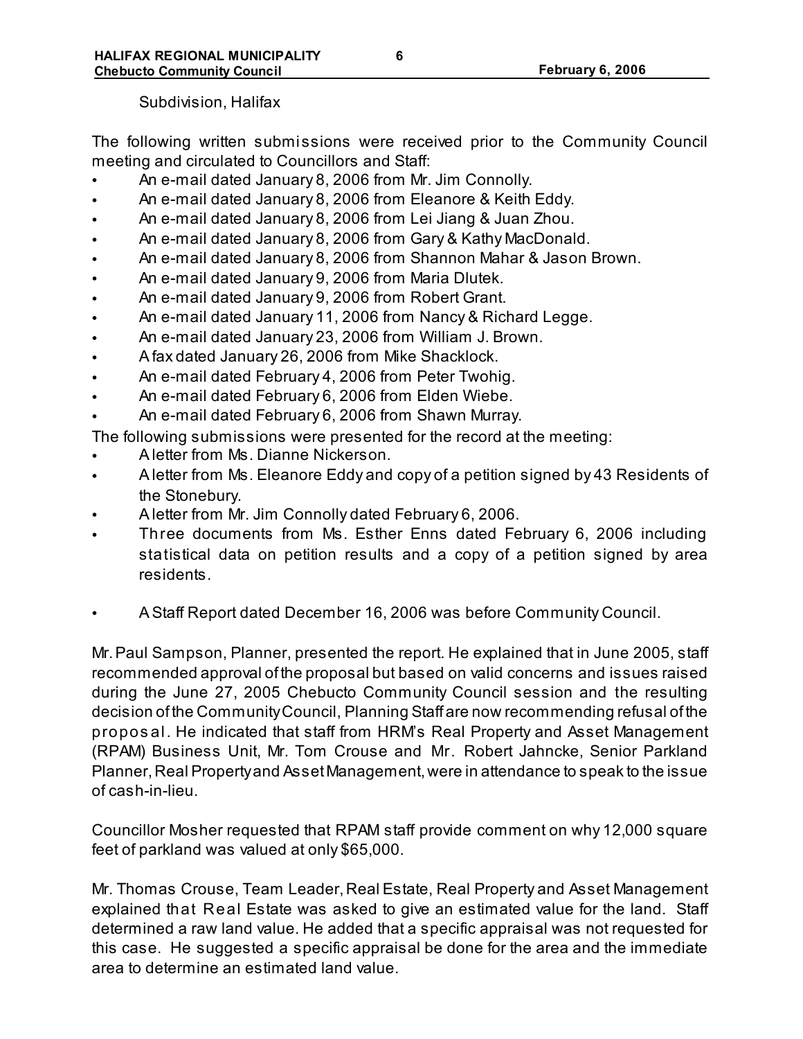Subdivision, Halifax

The following written submissions were received prior to the Community Council meeting and circulated to Councillors and Staff:

- An e-mail dated January 8, 2006 from Mr. Jim Connolly.
- An e-mail dated January 8, 2006 from Eleanore & Keith Eddy.
- An e-mail dated January 8, 2006 from Lei Jiang & Juan Zhou.
- An e-mail dated January 8, 2006 from Gary & Kathy MacDonald.
- An e-mail dated January 8, 2006 from Shannon Mahar & Jason Brown.
- An e-mail dated January 9, 2006 from Maria Dlutek.
- An e-mail dated January 9, 2006 from Robert Grant.
- An e-mail dated January 11, 2006 from Nancy & Richard Legge.
- An e-mail dated January 23, 2006 from William J. Brown.
- A fax dated January 26, 2006 from Mike Shacklock.
- An e-mail dated February 4, 2006 from Peter Twohig.
- An e-mail dated February 6, 2006 from Elden Wiebe.
- An e-mail dated February 6, 2006 from Shawn Murray.

The following submissions were presented for the record at the meeting:

- A letter from Ms. Dianne Nickerson.
- A letter from Ms. Eleanore Eddy and copy of a petition signed by 43 Residents of the Stonebury.
- A letter from Mr. Jim Connolly dated February 6, 2006.
- Three documents from Ms. Esther Enns dated February 6, 2006 including statistical data on petition results and a copy of a petition signed by area residents.

- A Staff Report dated December 16, 2006 was before Community Council.

Mr. Paul Sampson, Planner, presented the report. He explained that in June 2005, staff recommended approval of the proposal but based on valid concerns and issues raised during the June 27, 2005 Chebucto Community Council session and the resulting decision of the Community Council, Planning Staff are now recommending refusal of the proposal. He indicated that staff from HRM's Real Property and Asset Management (RPAM) Business Unit, Mr. Tom Crouse and Mr. Robert Jahncke, Senior Parkland Planner, Real Property and Asset Management, were in attendance to speak to the issue of cash-in-lieu.

Councillor Mosher requested that RPAM staff provide comment on why 12,000 square feet of parkland was valued at only $65,000.

Mr. Thomas Crouse, Team Leader, Real Estate, Real Property and Asset Management explained that Real Estate was asked to give an estimated value for the land. Staff determined a raw land value. He added that a specific appraisal was not requested for this case. He suggested a specific appraisal be done for the area and the immediate area to determine an estimated land value.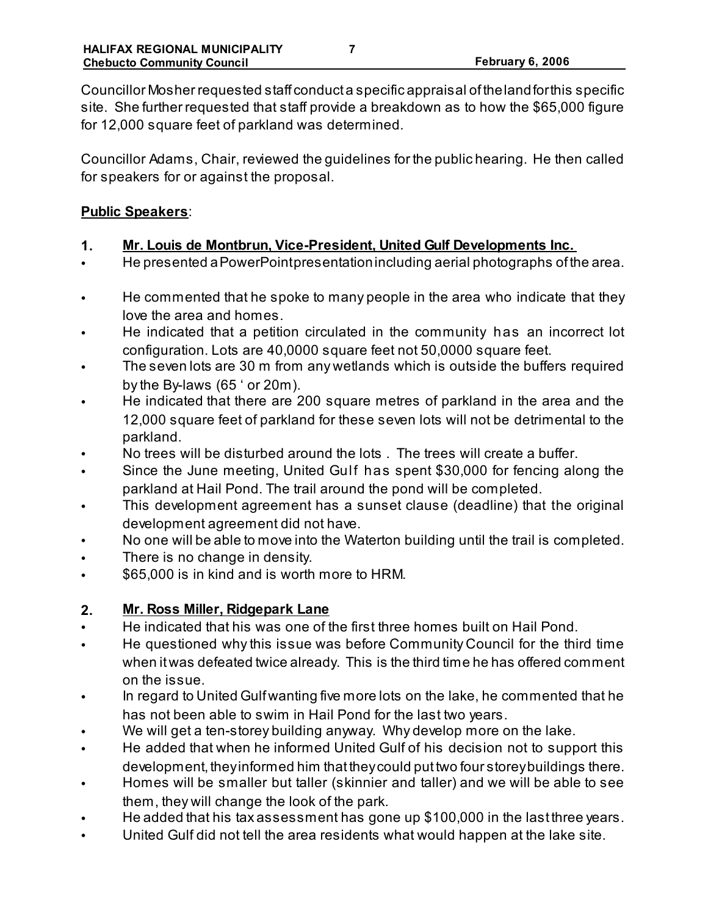Councillor Mosher requested staff conduct a specific appraisal of the land for this specific site. She further requested that staff provide a breakdown as to how the $65,000 figure for 12,000 square feet of parkland was determined.

Councillor Adams, Chair, reviewed the guidelines for the public hearing. He then called for speakers for or against the proposal.

**Public Speakers**:

1. **Mr. Louis de Montbrun, Vice-President, United Gulf Developments Inc.**

- He presented a PowerPoint presentation including aerial photographs of the area.
- He commented that he spoke to many people in the area who indicate that they love the area and homes.
- He indicated that a petition circulated in the community has an incorrect lot configuration. Lots are 40,0000 square feet not 50,0000 square feet.
- The seven lots are 30 m from any wetlands which is outside the buffers required by the By-laws (65 ' or 20m).
- He indicated that there are 200 square metres of parkland in the area and the 12,000 square feet of parkland for these seven lots will not be detrimental to the parkland.
- No trees will be disturbed around the lots . The trees will create a buffer.
- Since the June meeting, United Gulf has spent $30,000 for fencing along the parkland at Hail Pond. The trail around the pond will be completed.
- This development agreement has a sunset clause (deadline) that the original development agreement did not have.
- No one will be able to move into the Waterton building until the trail is completed.
- There is no change in density.
- $65,000 is in kind and is worth more to HRM.

2. **Mr. Ross Miller, Ridgepark Lane**

- He indicated that his was one of the first three homes built on Hail Pond.
- He questioned why this issue was before Community Council for the third time when it was defeated twice already. This is the third time he has offered comment on the issue.
- In regard to United Gulf wanting five more lots on the lake, he commented that he has not been able to swim in Hail Pond for the last two years.
- We will get a ten-storey building anyway. Why develop more on the lake.
- He added that when he informed United Gulf of his decision not to support this development, they informed him that they could put two four storey buildings there.
- Homes will be smaller but taller (skinnier and taller) and we will be able to see them, they will change the look of the park.
- He added that his tax assessment has gone up $100,000 in the last three years.
- United Gulf did not tell the area residents what would happen at the lake site.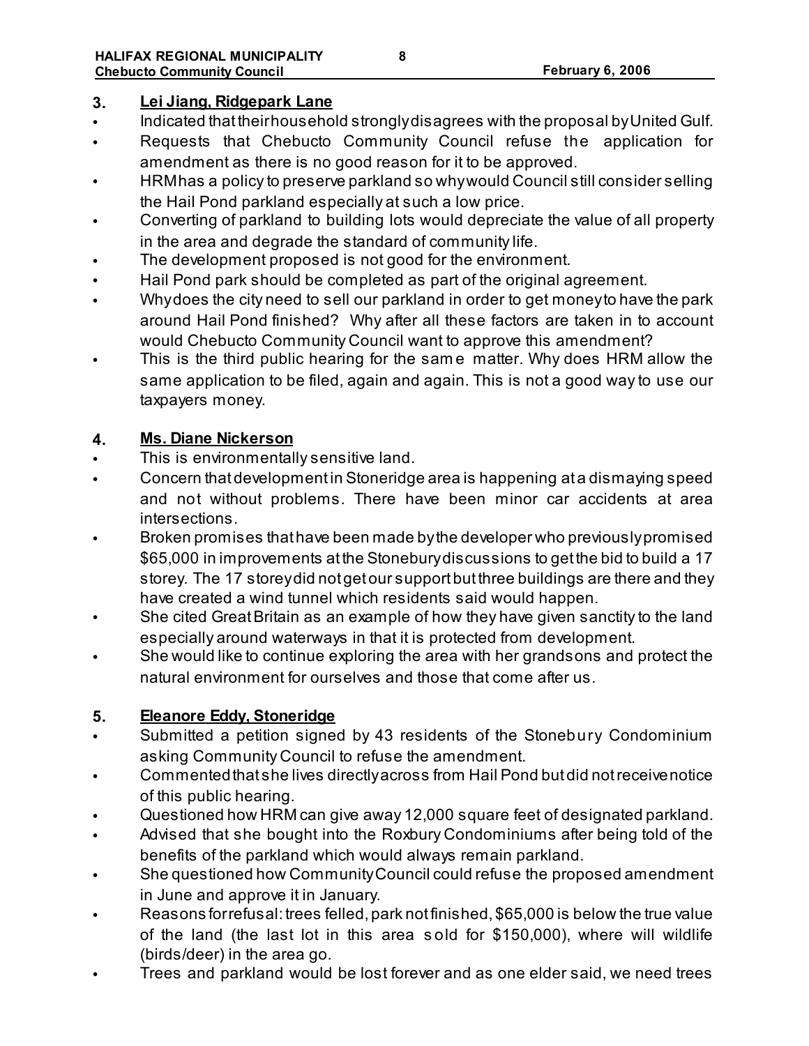3. **Lei Jiang, Ridgepark Lane**

- Indicated that their household strongly disagrees with the proposal by United Gulf.
- Requests that Chebucto Community Council refuse the application for amendment as there is no good reason for it to be approved.
- HRM has a policy to preserve parkland so why would Council still consider selling the Hail Pond parkland especially at such a low price.
- Converting of parkland to building lots would depreciate the value of all property in the area and degrade the standard of community life.
- The development proposed is not good for the environment.
- Hail Pond park should be completed as part of the original agreement.
- Why does the city need to sell our parkland in order to get money to have the park around Hail Pond finished? Why after all these factors are taken in to account would Chebucto Community Council want to approve this amendment?
- This is the third public hearing for the same matter. Why does HRM allow the same application to be filed, again and again. This is not a good way to use our taxpayers money.

4. **Ms. Diane Nickerson**

- This is environmentally sensitive land.
- Concern that development in Stoneridge area is happening at a dismaying speed and not without problems. There have been minor car accidents at area intersections.
- Broken promises that have been made by the developer who previously promised $65,000 in improvements at the Stonebury discussions to get the bid to build a 17 storey. The 17 storey did not get our support but three buildings are there and they have created a wind tunnel which residents said would happen.
- She cited Great Britain as an example of how they have given sanctity to the land especially around waterways in that it is protected from development.
- She would like to continue exploring the area with her grandsons and protect the natural environment for ourselves and those that come after us.

5. **Eleanore Eddy, Stoneridge**

- Submitted a petition signed by 43 residents of the Stonebury Condominium asking Community Council to refuse the amendment.
- Commented that she lives directly across from Hail Pond but did not receive notice of this public hearing.
- Questioned how HRM can give away 12,000 square feet of designated parkland.
- Advised that she bought into the Roxbury Condominiums after being told of the benefits of the parkland which would always remain parkland.
- She questioned how Community Council could refuse the proposed amendment in June and approve it in January.
- Reasons for refusal: trees felled, park not finished, $65,000 is below the true value of the land (the last lot in this area sold for $150,000), where will wildlife (birds/deer) in the area go.
- Trees and parkland would be lost forever and as one elder said, we need trees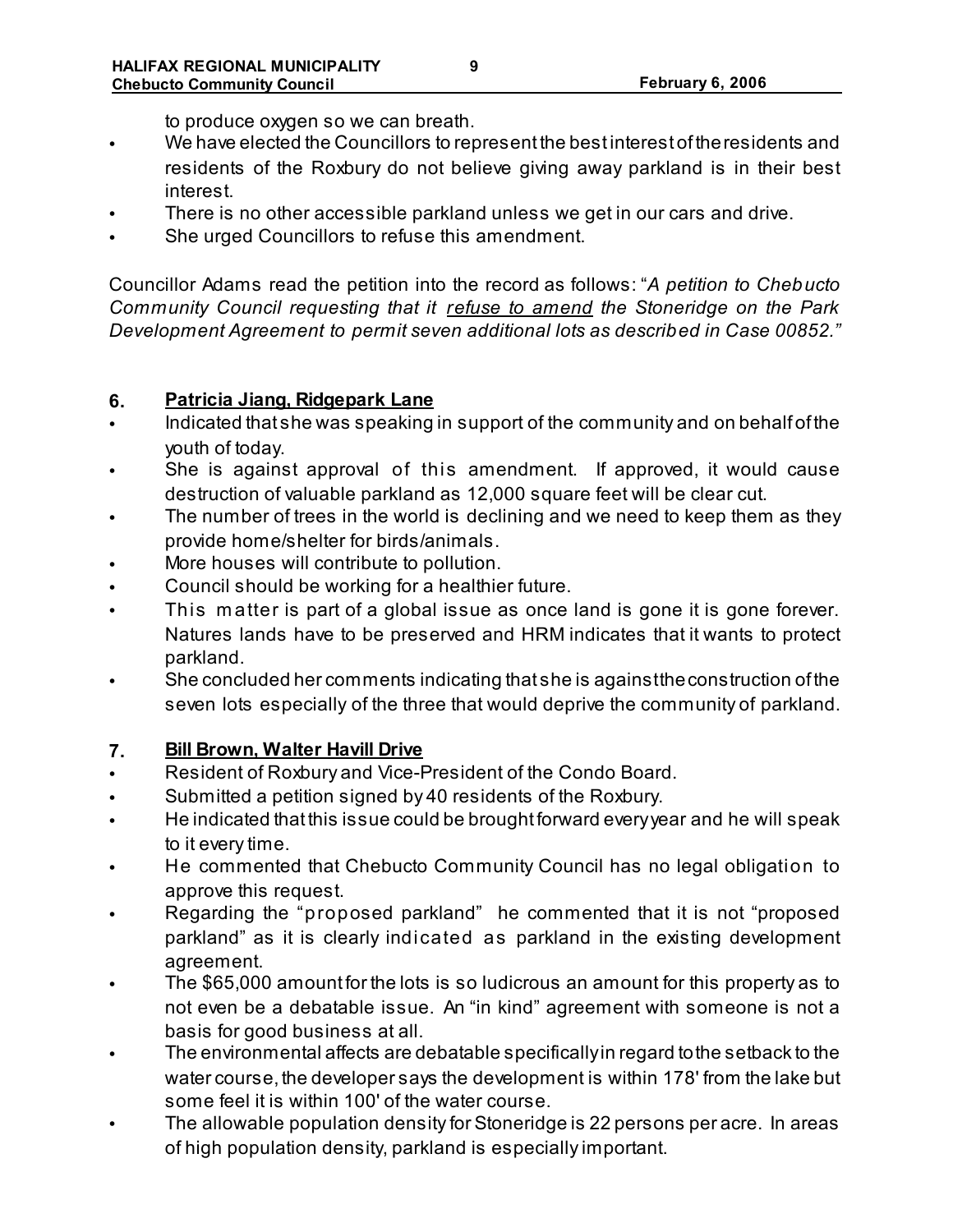to produce oxygen so we can breath.

- We have elected the Councillors to represent the best interest of the residents and residents of the Roxbury do not believe giving away parkland is in their best interest.
- There is no other accessible parkland unless we get in our cars and drive.
- She urged Councillors to refuse this amendment.

Councillor Adams read the petition into the record as follows: "*A petition to Chebucto Community Council requesting that it <u>refuse to amend</u> the Stoneridge on the Park Development Agreement to permit seven additional lots as described in Case 00852.*"

## 6. Patricia Jiang, Ridgepark Lane

- Indicated that she was speaking in support of the community and on behalf of the youth of today.
- She is against approval of this amendment. If approved, it would cause destruction of valuable parkland as 12,000 square feet will be clear cut.
- The number of trees in the world is declining and we need to keep them as they provide home/shelter for birds/animals.
- More houses will contribute to pollution.
- Council should be working for a healthier future.
- This matter is part of a global issue as once land is gone it is gone forever. Natures lands have to be preserved and HRM indicates that it wants to protect parkland.
- She concluded her comments indicating that she is against the construction of the seven lots especially of the three that would deprive the community of parkland.

## 7. Bill Brown, Walter Havill Drive

- Resident of Roxbury and Vice-President of the Condo Board.
- Submitted a petition signed by 40 residents of the Roxbury.
- He indicated that this issue could be brought forward every year and he will speak to it every time.
- He commented that Chebucto Community Council has no legal obligation to approve this request.
- Regarding the "proposed parkland" he commented that it is not "proposed parkland" as it is clearly indicated as parkland in the existing development agreement.
- The $65,000 amount for the lots is so ludicrous an amount for this property as to not even be a debatable issue. An "in kind" agreement with someone is not a basis for good business at all.
- The environmental affects are debatable specifically in regard to the setback to the water course, the developer says the development is within 178' from the lake but some feel it is within 100' of the water course.
- The allowable population density for Stoneridge is 22 persons per acre. In areas of high population density, parkland is especially important.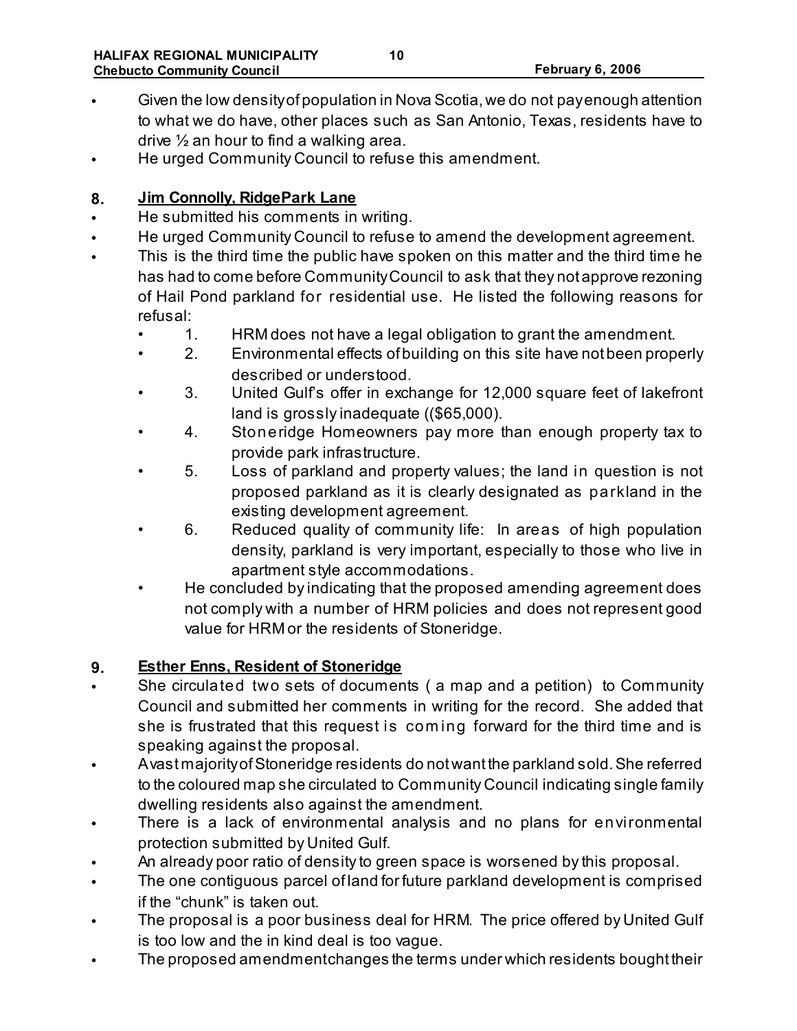- Given the low density of population in Nova Scotia, we do not pay enough attention to what we do have, other places such as San Antonio, Texas, residents have to drive ½ an hour to find a walking area.
- He urged Community Council to refuse this amendment.

**8. Jim Connolly, RidgePark Lane**

- He submitted his comments in writing.
- He urged Community Council to refuse to amend the development agreement.
- This is the third time the public have spoken on this matter and the third time he has had to come before Community Council to ask that they not approve rezoning of Hail Pond parkland for residential use. He listed the following reasons for refusal:
  - 1. HRM does not have a legal obligation to grant the amendment.
  - 2. Environmental effects of building on this site have not been properly described or understood.
  - 3. United Gulf's offer in exchange for 12,000 square feet of lakefront land is grossly inadequate (($65,000).
  - 4. Stoneridge Homeowners pay more than enough property tax to provide park infrastructure.
  - 5. Loss of parkland and property values; the land in question is not proposed parkland as it is clearly designated as parkland in the existing development agreement.
  - 6. Reduced quality of community life: In areas of high population density, parkland is very important, especially to those who live in apartment style accommodations.
  - He concluded by indicating that the proposed amending agreement does not comply with a number of HRM policies and does not represent good value for HRM or the residents of Stoneridge.

**9. Esther Enns, Resident of Stoneridge**

- She circulated two sets of documents ( a map and a petition) to Community Council and submitted her comments in writing for the record. She added that she is frustrated that this request is coming forward for the third time and is speaking against the proposal.
- A vast majority of Stoneridge residents do not want the parkland sold. She referred to the coloured map she circulated to Community Council indicating single family dwelling residents also against the amendment.
- There is a lack of environmental analysis and no plans for environmental protection submitted by United Gulf.
- An already poor ratio of density to green space is worsened by this proposal.
- The one contiguous parcel of land for future parkland development is comprised if the "chunk" is taken out.
- The proposal is a poor business deal for HRM. The price offered by United Gulf is too low and the in kind deal is too vague.
- The proposed amendment changes the terms under which residents bought their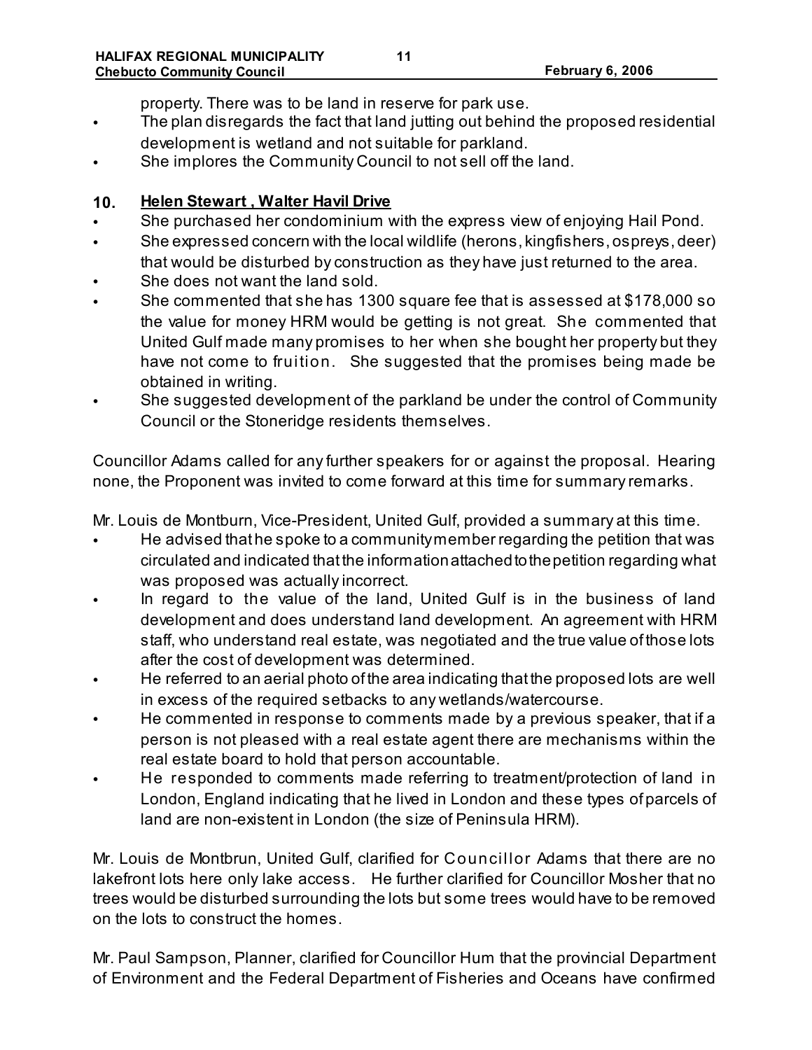property. There was to be land in reserve for park use.

- The plan disregards the fact that land jutting out behind the proposed residential development is wetland and not suitable for parkland.
- She implores the Community Council to not sell off the land.

## 10. Helen Stewart , Walter Havil Drive

- She purchased her condominium with the express view of enjoying Hail Pond.
- She expressed concern with the local wildlife (herons, kingfishers, ospreys, deer) that would be disturbed by construction as they have just returned to the area.
- She does not want the land sold.
- She commented that she has 1300 square fee that is assessed at $178,000 so the value for money HRM would be getting is not great. She commented that United Gulf made many promises to her when she bought her property but they have not come to fruition. She suggested that the promises being made be obtained in writing.
- She suggested development of the parkland be under the control of Community Council or the Stoneridge residents themselves.

Councillor Adams called for any further speakers for or against the proposal. Hearing none, the Proponent was invited to come forward at this time for summary remarks.

Mr. Louis de Montburn, Vice-President, United Gulf, provided a summary at this time.

- He advised that he spoke to a community member regarding the petition that was circulated and indicated that the information attached to the petition regarding what was proposed was actually incorrect.
- In regard to the value of the land, United Gulf is in the business of land development and does understand land development. An agreement with HRM staff, who understand real estate, was negotiated and the true value of those lots after the cost of development was determined.
- He referred to an aerial photo of the area indicating that the proposed lots are well in excess of the required setbacks to any wetlands/watercourse.
- He commented in response to comments made by a previous speaker, that if a person is not pleased with a real estate agent there are mechanisms within the real estate board to hold that person accountable.
- He responded to comments made referring to treatment/protection of land in London, England indicating that he lived in London and these types of parcels of land are non-existent in London (the size of Peninsula HRM).

Mr. Louis de Montbrun, United Gulf, clarified for Councillor Adams that there are no lakefront lots here only lake access. He further clarified for Councillor Mosher that no trees would be disturbed surrounding the lots but some trees would have to be removed on the lots to construct the homes.

Mr. Paul Sampson, Planner, clarified for Councillor Hum that the provincial Department of Environment and the Federal Department of Fisheries and Oceans have confirmed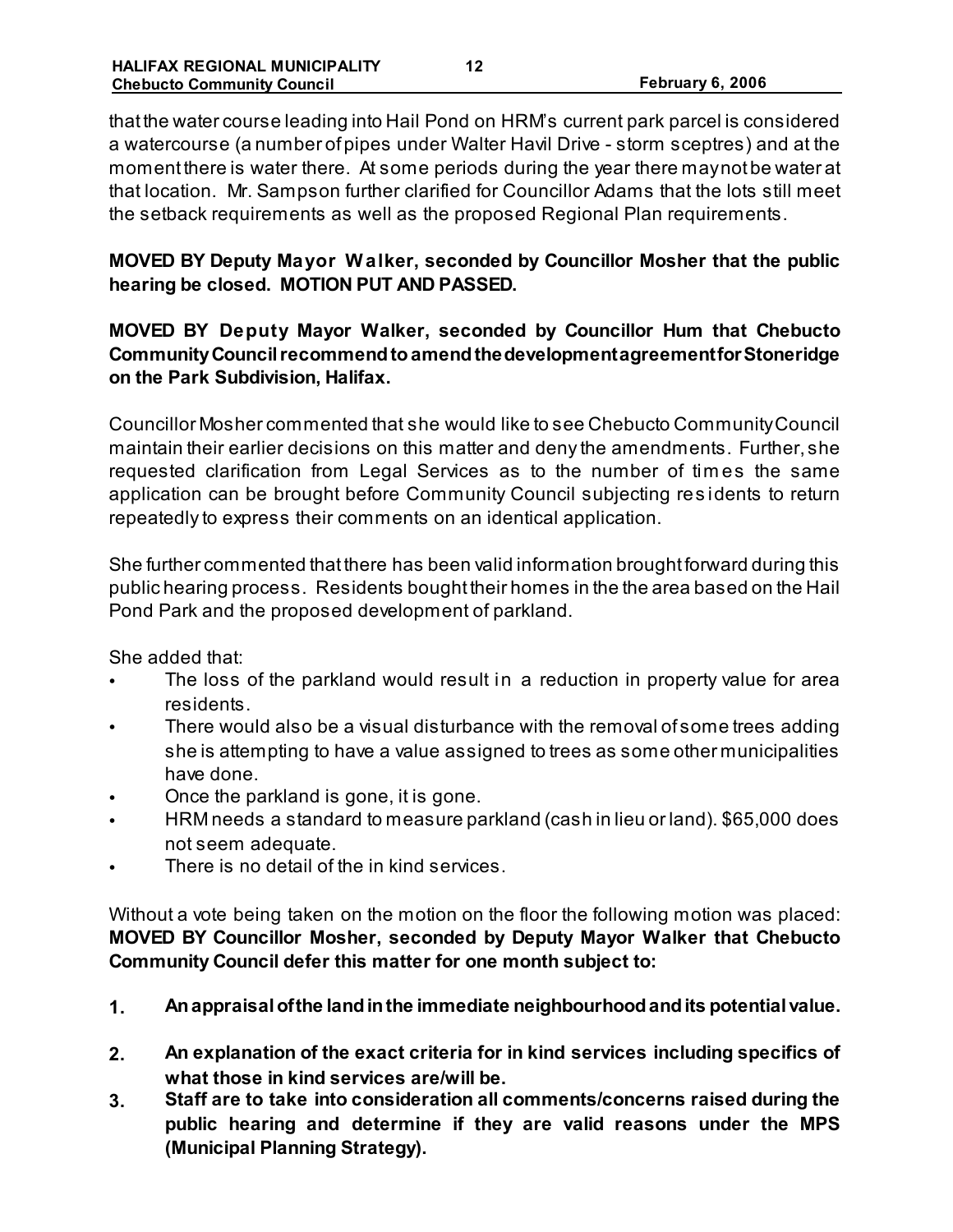that the water course leading into Hail Pond on HRM's current park parcel is considered a watercourse (a number of pipes under Walter Havil Drive - storm sceptres) and at the moment there is water there. At some periods during the year there may not be water at that location. Mr. Sampson further clarified for Councillor Adams that the lots still meet the setback requirements as well as the proposed Regional Plan requirements.

**MOVED BY Deputy Mayor Walker, seconded by Councillor Mosher that the public hearing be closed. MOTION PUT AND PASSED.**

**MOVED BY Deputy Mayor Walker, seconded by Councillor Hum that Chebucto Community Council recommend to amend the development agreement for Stoneridge on the Park Subdivision, Halifax.**

Councillor Mosher commented that she would like to see Chebucto Community Council maintain their earlier decisions on this matter and deny the amendments. Further, she requested clarification from Legal Services as to the number of times the same application can be brought before Community Council subjecting residents to return repeatedly to express their comments on an identical application.

She further commented that there has been valid information brought forward during this public hearing process. Residents bought their homes in the the area based on the Hail Pond Park and the proposed development of parkland.

She added that:

- The loss of the parkland would result in a reduction in property value for area residents.
- There would also be a visual disturbance with the removal of some trees adding she is attempting to have a value assigned to trees as some other municipalities have done.
- Once the parkland is gone, it is gone.
- HRM needs a standard to measure parkland (cash in lieu or land). $65,000 does not seem adequate.
- There is no detail of the in kind services.

Without a vote being taken on the motion on the floor the following motion was placed: **MOVED BY Councillor Mosher, seconded by Deputy Mayor Walker that Chebucto Community Council defer this matter for one month subject to:**

1. **An appraisal of the land in the immediate neighbourhood and its potential value.**
2. **An explanation of the exact criteria for in kind services including specifics of what those in kind services are/will be.**
3. **Staff are to take into consideration all comments/concerns raised during the public hearing and determine if they are valid reasons under the MPS (Municipal Planning Strategy).**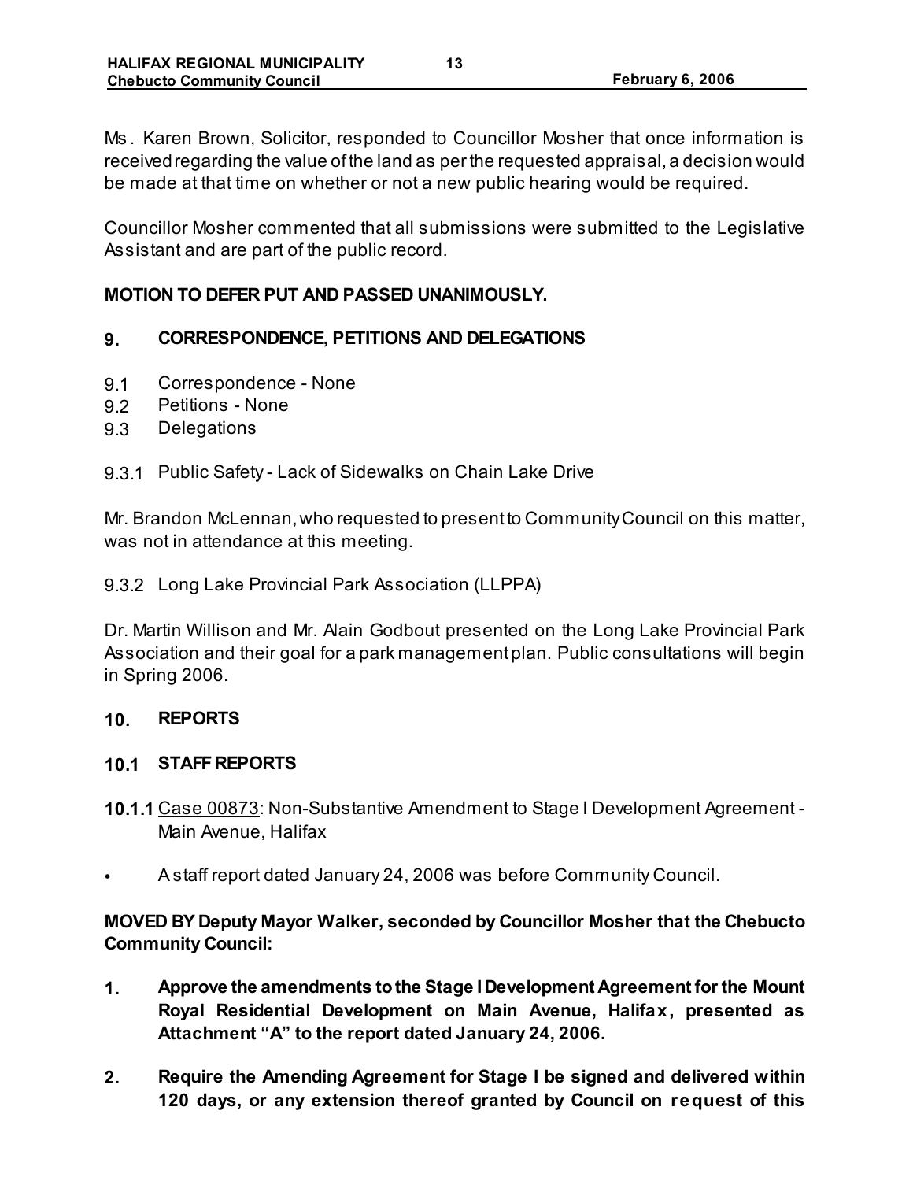Ms. Karen Brown, Solicitor, responded to Councillor Mosher that once information is received regarding the value of the land as per the requested appraisal, a decision would be made at that time on whether or not a new public hearing would be required.

Councillor Mosher commented that all submissions were submitted to the Legislative Assistant and are part of the public record.

**MOTION TO DEFER PUT AND PASSED UNANIMOUSLY.**

## 9. CORRESPONDENCE, PETITIONS AND DELEGATIONS

9.1 Correspondence - None
9.2 Petitions - None
9.3 Delegations

9.3.1 Public Safety - Lack of Sidewalks on Chain Lake Drive

Mr. Brandon McLennan, who requested to present to Community Council on this matter, was not in attendance at this meeting.

9.3.2 Long Lake Provincial Park Association (LLPPA)

Dr. Martin Willison and Mr. Alain Godbout presented on the Long Lake Provincial Park Association and their goal for a park management plan. Public consultations will begin in Spring 2006.

## 10. REPORTS

### 10.1 STAFF REPORTS

**10.1.1** Case 00873: Non-Substantive Amendment to Stage I Development Agreement - Main Avenue, Halifax

- A staff report dated January 24, 2006 was before Community Council.

**MOVED BY Deputy Mayor Walker, seconded by Councillor Mosher that the Chebucto Community Council:**

1. **Approve the amendments to the Stage I Development Agreement for the Mount Royal Residential Development on Main Avenue, Halifax, presented as Attachment "A" to the report dated January 24, 2006.**

2. **Require the Amending Agreement for Stage I be signed and delivered within 120 days, or any extension thereof granted by Council on request of this**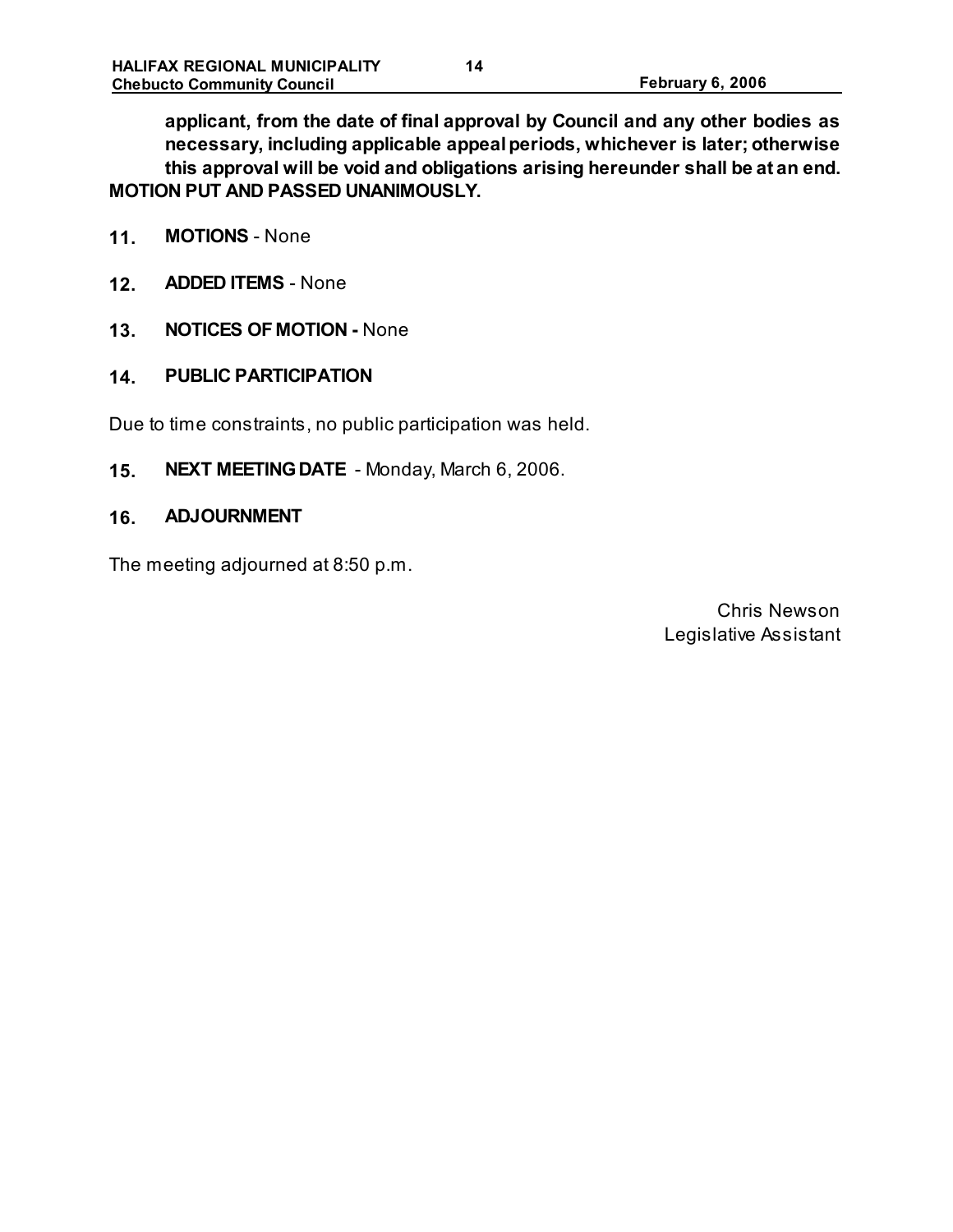**applicant, from the date of final approval by Council and any other bodies as necessary, including applicable appeal periods, whichever is later; otherwise this approval will be void and obligations arising hereunder shall be at an end.**

**MOTION PUT AND PASSED UNANIMOUSLY.**

## 11. MOTIONS - None

## 12. ADDED ITEMS - None

## 13. NOTICES OF MOTION - None

## 14. PUBLIC PARTICIPATION

Due to time constraints, no public participation was held.

## 15. NEXT MEETING DATE - Monday, March 6, 2006.

## 16. ADJOURNMENT

The meeting adjourned at 8:50 p.m.

Chris Newson
Legislative Assistant